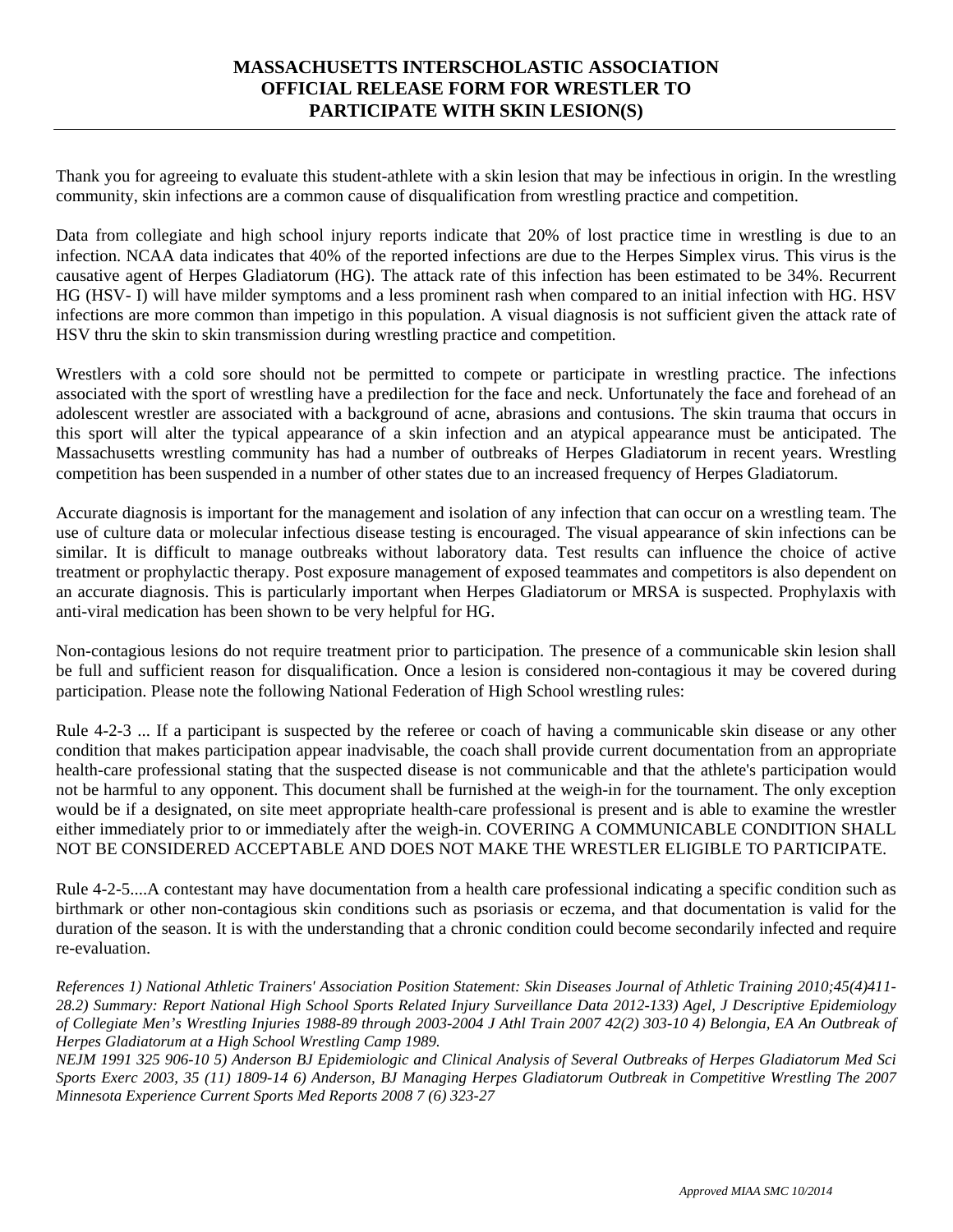# MASSACHUSETTS INTERSCHOLASTIC ASSOCIATION OFFICIAL RELEASE FORM FOR WRESTLER TO PARTICIPATE WITH SKIN LESION(S)

Thank you for agreeing to evaluate this student-athlete with a skin lesion that may be infectious in origin. In the wrestling community, skin infections are a common cause of disqualification from wrestling practice and competition.

Data from collegiate and high school injury reports indicate that 20% of lost practice time in wrestling is due to an infection. NCAA data indicates that 40% of the reported infections are due to the Herpes Simplex virus. This virus is the causative agent of Herpes Gladiatorum (HG). The attack rate of this infection has been estimated to be 34%. Recurrent HG (HSV- I) will have milder symptoms and a less prominent rash when compared to an initial infection with HG. HSV infections are more common than impetigo in this population. A visual diagnosis is not sufficient given the attack rate of HSV thru the skin to skin transmission during wrestling practice and competition.

Wrestlers with a cold sore should not be permitted to compete or participate in wrestling practice. The infections associated with the sport of wrestling have a predilection for the face and neck. Unfortunately the face and forehead of an adolescent wrestler are associated with a background of acne, abrasions and contusions. The skin trauma that occurs in this sport will alter the typical appearance of a skin infection and an atypical appearance must be anticipated. The Massachusetts wrestling community has had a number of outbreaks of Herpes Gladiatorum in recent years. Wrestling competition has been suspended in a number of other states due to an increased frequency of Herpes Gladiatorum.

Accurate diagnosis is important for the management and isolation of any infection that can occur on a wrestling team. The use of culture data or molecular infectious disease testing is encouraged. The visual appearance of skin infections can be similar. It is difficult to manage outbreaks without laboratory data. Test results can influence the choice of active treatment or prophylactic therapy. Post exposure management of exposed teammates and competitors is also dependent on an accurate diagnosis. This is particularly important when Herpes Gladiatorum or MRSA is suspected. Prophylaxis with anti-viral medication has been shown to be very helpful for HG.

Non-contagious lesions do not require treatment prior to participation. The presence of a communicable skin lesion shall be full and sufficient reason for disqualification. Once a lesion is considered non-contagious it may be covered during participation. Please note the following National Federation of High School wrestling rules:

Rule 4-2-3 ... If a participant is suspected by the referee or coach of having a communicable skin disease or any other condition that makes participation appear inadvisable, the coach shall provide current documentation from an appropriate health-care professional stating that the suspected disease is not communicable and that the athlete's participation would not be harmful to any opponent. This document shall be furnished at the weigh-in for the tournament. The only exception would be if a designated, on site meet appropriate health-care professional is present and is able to examine the wrestler either immediately prior to or immediately after the weigh-in. COVERING A COMMUNICABLE CONDITION SHALL NOT BE CONSIDERED ACCEPTABLE AND DOES NOT MAKE THE WRESTLER ELIGIBLE TO PARTICIPATE.

Rule 4-2-5....A contestant may have documentation from a health care professional indicating a specific condition such as birthmark or other non-contagious skin conditions such as psoriasis or eczema, and that documentation is valid for the duration of the season. It is with the understanding that a chronic condition could become secondarily infected and require re-evaluation.

*References 1) National Athletic Trainers' Association Position Statement: Skin Diseases Journal of Athletic Training 2010;45(4)411-28.2) Summary: Report National High School Sports Related Injury Surveillance Data 2012-133) Agel, J Descriptive Epidemiology of Collegiate Men's Wrestling Injuries 1988-89 through 2003-2004 J Athl Train 2007 42(2) 303-10 4) Belongia, EA An Outbreak of Herpes Gladiatorum at a High School Wrestling Camp 1989.*
*NEJM 1991 325 906-10 5) Anderson BJ Epidemiologic and Clinical Analysis of Several Outbreaks of Herpes Gladiatorum Med Sci Sports Exerc 2003, 35 (11) 1809-14 6) Anderson, BJ Managing Herpes Gladiatorum Outbreak in Competitive Wrestling The 2007 Minnesota Experience Current Sports Med Reports 2008 7 (6) 323-27*

*Approved MIAA SMC 10/2014*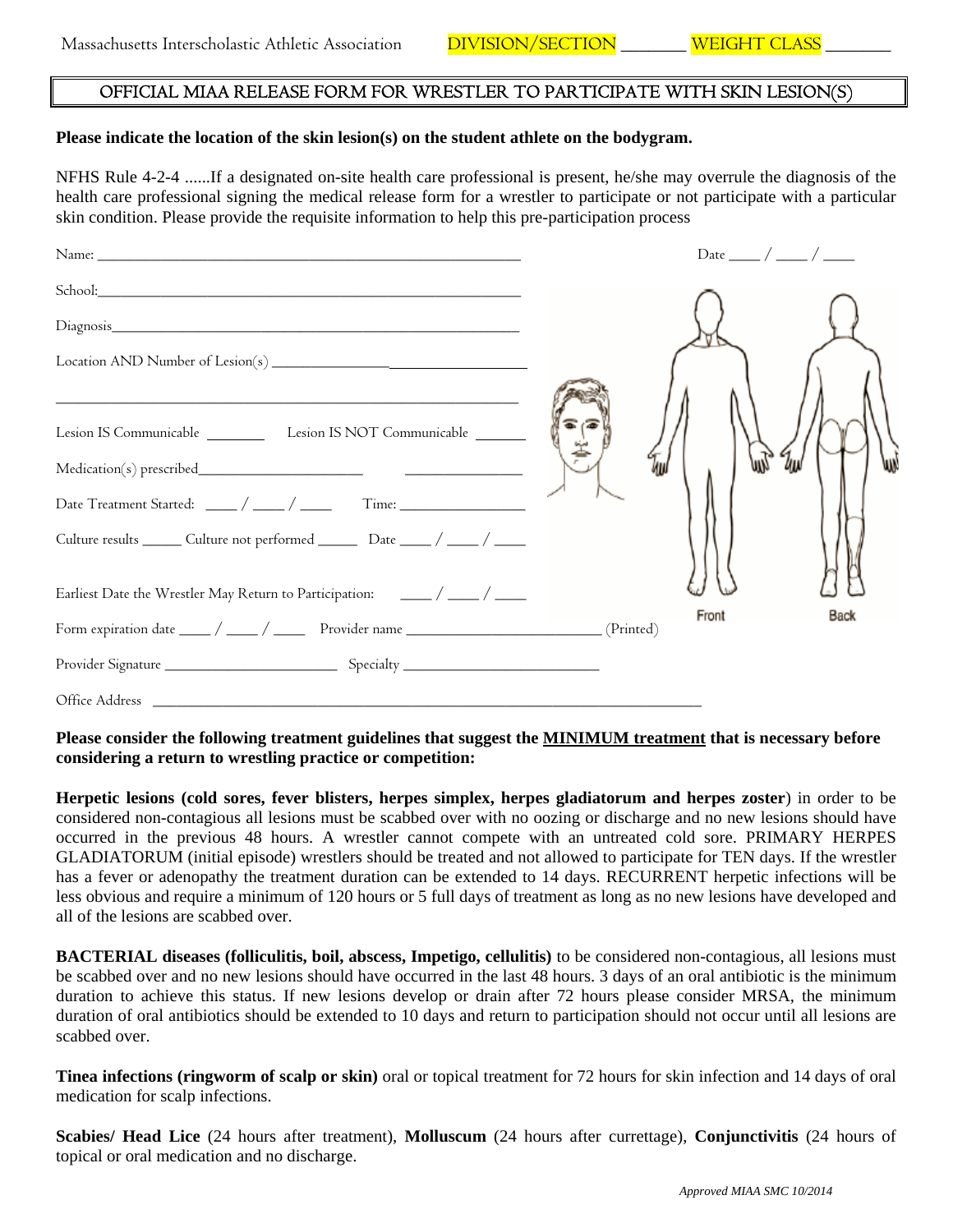Massachusetts Interscholastic Athletic Association DIVISION/SECTION _______ WEIGHT CLASS _______

# OFFICIAL MIAA RELEASE FORM FOR WRESTLER TO PARTICIPATE WITH SKIN LESION(S)

**Please indicate the location of the skin lesion(s) on the student athlete on the bodygram.**

NFHS Rule 4-2-4 ......If a designated on-site health care professional is present, he/she may overrule the diagnosis of the health care professional signing the medical release form for a wrestler to participate or not participate with a particular skin condition. Please provide the requisite information to help this pre-participation process

Name: ________________________________________________ Date ____ / ____ / ____

School:________________________________________________

Diagnosis______________________________________________

Location AND Number of Lesion(s) ______________________________

_______________________________________________________

Lesion IS Communicable ________ Lesion IS NOT Communicable _______

Medication(s) prescribed_____________________ _______________

Date Treatment Started: ____ / ____ / ____ Time: ________________

Culture results _____ Culture not performed _____ Date ____ / ____ / ____

Earliest Date the Wrestler May Return to Participation: ____ / ____ / ____

Form expiration date ____ / ____ / ____ Provider name ________________________ (Printed)

Provider Signature ______________________ Specialty ________________________

Office Address ___________________________________________________________

Front

Back

**Please consider the following treatment guidelines that suggest the MINIMUM treatment that is necessary before considering a return to wrestling practice or competition:**

**Herpetic lesions (cold sores, fever blisters, herpes simplex, herpes gladiatorum and herpes zoster**) in order to be considered non-contagious all lesions must be scabbed over with no oozing or discharge and no new lesions should have occurred in the previous 48 hours. A wrestler cannot compete with an untreated cold sore. PRIMARY HERPES GLADIATORUM (initial episode) wrestlers should be treated and not allowed to participate for TEN days. If the wrestler has a fever or adenopathy the treatment duration can be extended to 14 days. RECURRENT herpetic infections will be less obvious and require a minimum of 120 hours or 5 full days of treatment as long as no new lesions have developed and all of the lesions are scabbed over.

**BACTERIAL diseases (folliculitis, boil, abscess, Impetigo, cellulitis)** to be considered non-contagious, all lesions must be scabbed over and no new lesions should have occurred in the last 48 hours. 3 days of an oral antibiotic is the minimum duration to achieve this status. If new lesions develop or drain after 72 hours please consider MRSA, the minimum duration of oral antibiotics should be extended to 10 days and return to participation should not occur until all lesions are scabbed over.

**Tinea infections (ringworm of scalp or skin)** oral or topical treatment for 72 hours for skin infection and 14 days of oral medication for scalp infections.

**Scabies/ Head Lice** (24 hours after treatment), **Molluscum** (24 hours after currettage), **Conjunctivitis** (24 hours of topical or oral medication and no discharge.

*Approved MIAA SMC 10/2014*